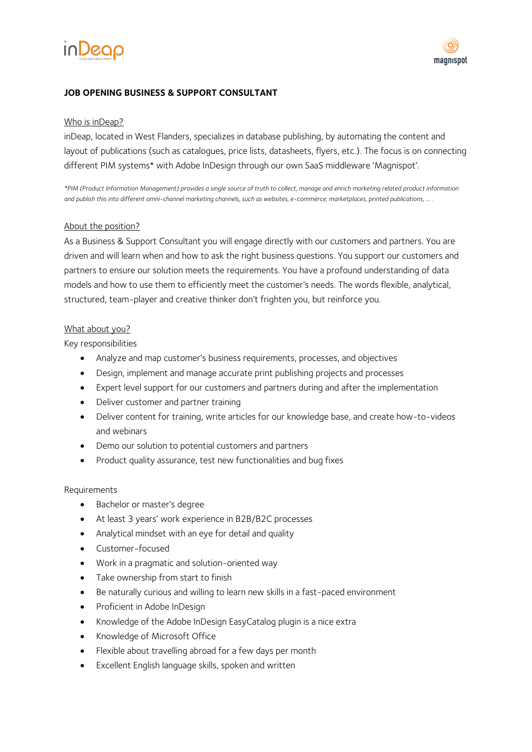**JOB OPENING BUSINESS & SUPPORT CONSULTANT**

<u>Who is inDeap?</u>

inDeap, located in West Flanders, specializes in database publishing, by automating the content and layout of publications (such as catalogues, price lists, datasheets, flyers, etc.). The focus is on connecting different PIM systems* with Adobe InDesign through our own SaaS middleware 'Magnispot'.

*\*PIM (Product Information Management) provides a single source of truth to collect, manage and enrich marketing related product information and publish this into different omni-channel marketing channels, such as websites, e-commerce, marketplaces, printed publications, … .*

<u>About the position?</u>

As a Business & Support Consultant you will engage directly with our customers and partners. You are driven and will learn when and how to ask the right business questions. You support our customers and partners to ensure our solution meets the requirements. You have a profound understanding of data models and how to use them to efficiently meet the customer's needs. The words flexible, analytical, structured, team-player and creative thinker don't frighten you, but reinforce you.

<u>What about you?</u>

Key responsibilities

- Analyze and map customer's business requirements, processes, and objectives
- Design, implement and manage accurate print publishing projects and processes
- Expert level support for our customers and partners during and after the implementation
- Deliver customer and partner training
- Deliver content for training, write articles for our knowledge base, and create how-to-videos and webinars
- Demo our solution to potential customers and partners
- Product quality assurance, test new functionalities and bug fixes

Requirements

- Bachelor or master's degree
- At least 3 years' work experience in B2B/B2C processes
- Analytical mindset with an eye for detail and quality
- Customer-focused
- Work in a pragmatic and solution-oriented way
- Take ownership from start to finish
- Be naturally curious and willing to learn new skills in a fast-paced environment
- Proficient in Adobe InDesign
- Knowledge of the Adobe InDesign EasyCatalog plugin is a nice extra
- Knowledge of Microsoft Office
- Flexible about travelling abroad for a few days per month
- Excellent English language skills, spoken and written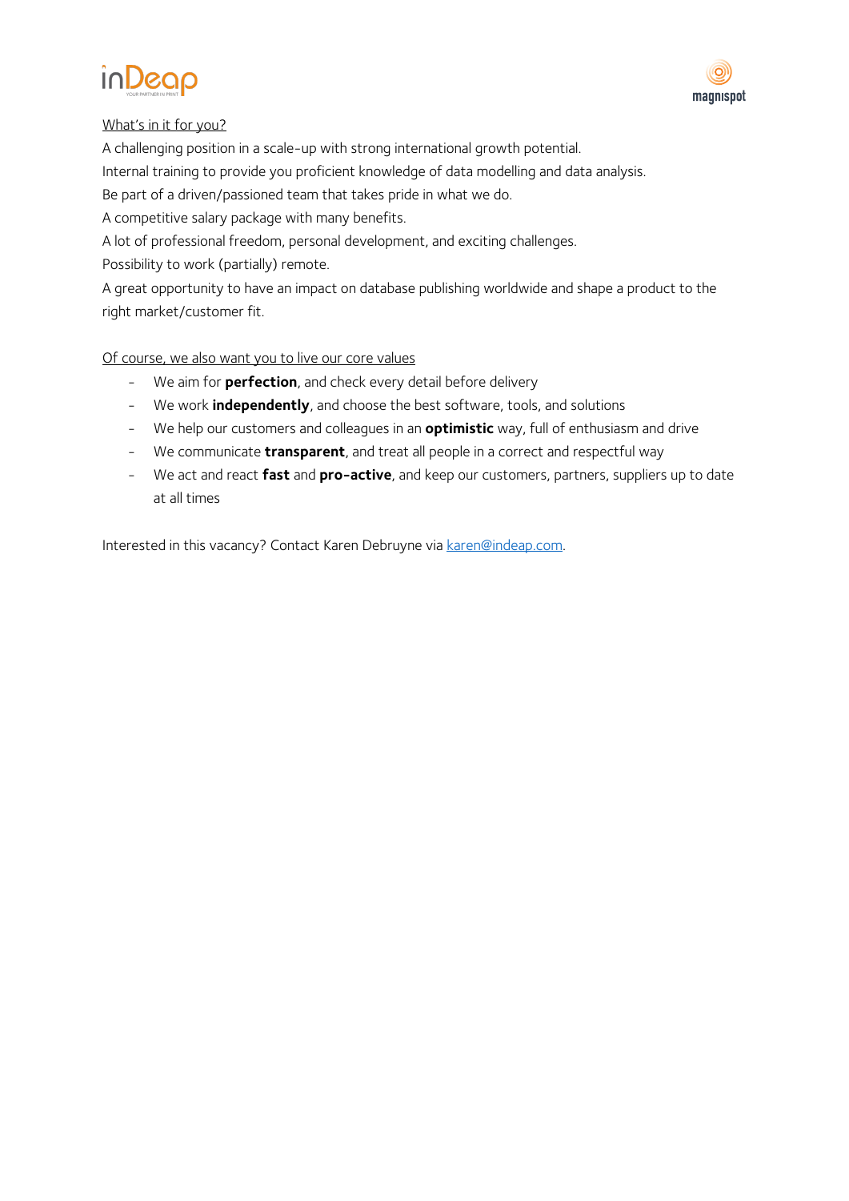What's in it for you?

A challenging position in a scale-up with strong international growth potential.

Internal training to provide you proficient knowledge of data modelling and data analysis.

Be part of a driven/passioned team that takes pride in what we do.

A competitive salary package with many benefits.

A lot of professional freedom, personal development, and exciting challenges.

Possibility to work (partially) remote.

A great opportunity to have an impact on database publishing worldwide and shape a product to the right market/customer fit.

Of course, we also want you to live our core values

- We aim for **perfection**, and check every detail before delivery
- We work **independently**, and choose the best software, tools, and solutions
- We help our customers and colleagues in an **optimistic** way, full of enthusiasm and drive
- We communicate **transparent**, and treat all people in a correct and respectful way
- We act and react **fast** and **pro-active**, and keep our customers, partners, suppliers up to date at all times

Interested in this vacancy? Contact Karen Debruyne via karen@indeap.com.